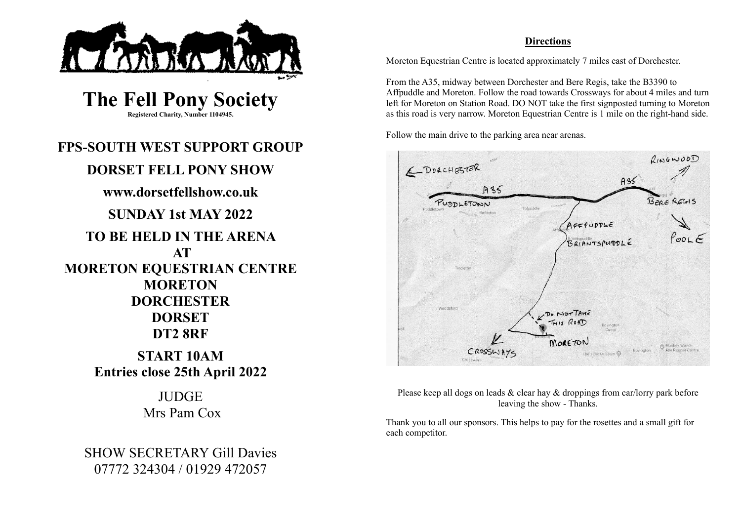# The Fell Pony Society

**Registered Charity, Number 1104945.**

## FPS-SOUTH WEST SUPPORT GROUP

## DORSET FELL PONY SHOW

**www.dorsetfellshow.co.uk**

## SUNDAY 1st MAY 2022

## TO BE HELD IN THE ARENA AT MORETON EQUESTRIAN CENTRE MORETON DORCHESTER DORSET DT2 8RF

## START 10AM

**Entries close 25th April 2022**

JUDGE
Mrs Pam Cox

SHOW SECRETARY Gill Davies
07772 324304 / 01929 472057

**Directions**

Moreton Equestrian Centre is located approximately 7 miles east of Dorchester.

From the A35, midway between Dorchester and Bere Regis, take the B3390 to Affpuddle and Moreton. Follow the road towards Crossways for about 4 miles and turn left for Moreton on Station Road. DO NOT take the first signposted turning to Moreton as this road is very narrow. Moreton Equestrian Centre is 1 mile on the right-hand side.

Follow the main drive to the parking area near arenas.

Please keep all dogs on leads & clear hay & droppings from car/lorry park before leaving the show - Thanks.

Thank you to all our sponsors. This helps to pay for the rosettes and a small gift for each competitor.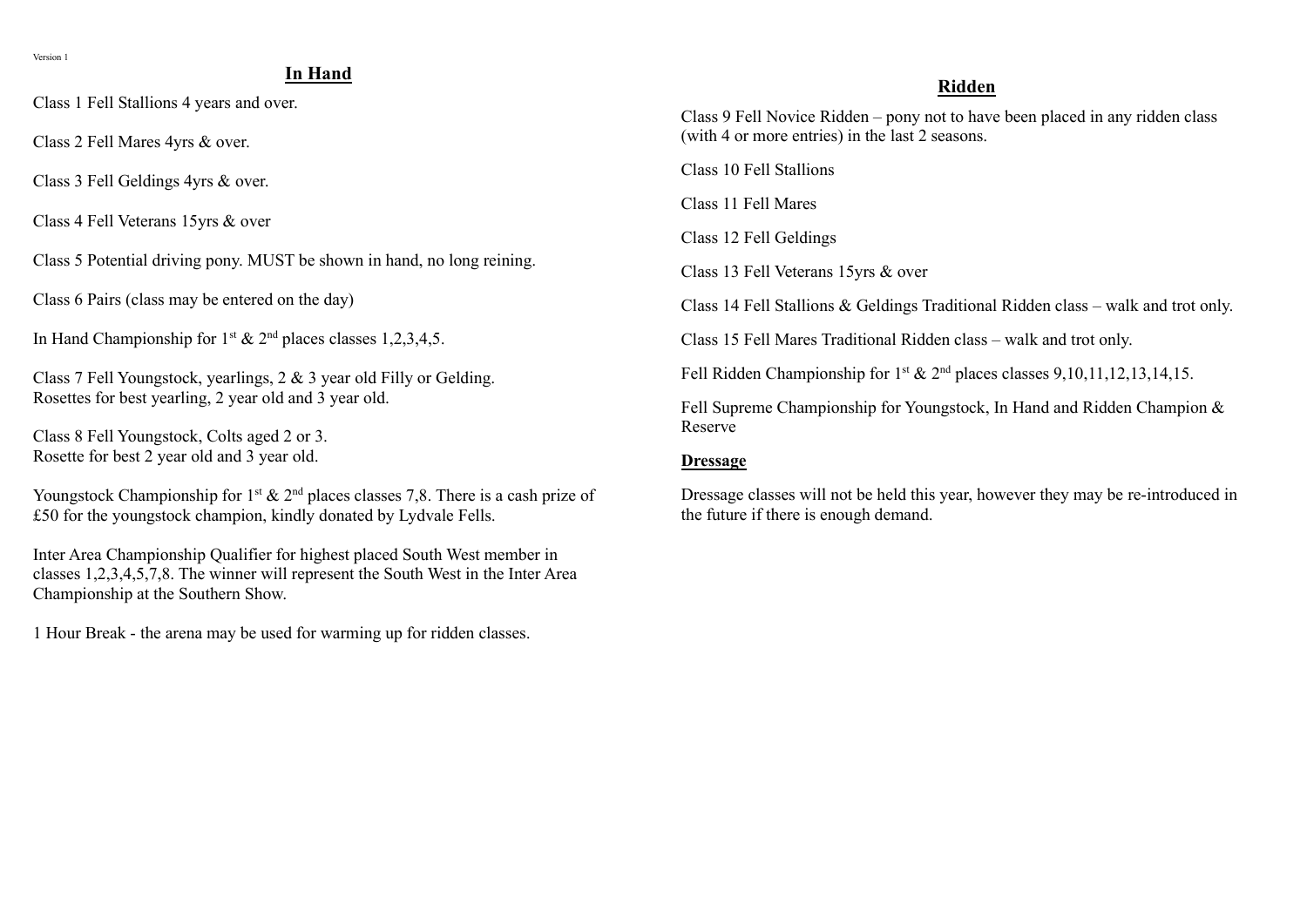Version 1

## In Hand

Class 1 Fell Stallions 4 years and over.

Class 2 Fell Mares 4yrs & over.

Class 3 Fell Geldings 4yrs & over.

Class 4 Fell Veterans 15yrs & over

Class 5 Potential driving pony. MUST be shown in hand, no long reining.

Class 6 Pairs (class may be entered on the day)

In Hand Championship for 1st & 2nd places classes 1,2,3,4,5.

Class 7 Fell Youngstock, yearlings, 2 & 3 year old Filly or Gelding.
Rosettes for best yearling, 2 year old and 3 year old.

Class 8 Fell Youngstock, Colts aged 2 or 3.
Rosette for best 2 year old and 3 year old.

Youngstock Championship for 1st & 2nd places classes 7,8. There is a cash prize of £50 for the youngstock champion, kindly donated by Lydvale Fells.

Inter Area Championship Qualifier for highest placed South West member in classes 1,2,3,4,5,7,8. The winner will represent the South West in the Inter Area Championship at the Southern Show.

1 Hour Break - the arena may be used for warming up for ridden classes.

## Ridden

Class 9 Fell Novice Ridden – pony not to have been placed in any ridden class (with 4 or more entries) in the last 2 seasons.

Class 10 Fell Stallions

Class 11 Fell Mares

Class 12 Fell Geldings

Class 13 Fell Veterans 15yrs & over

Class 14 Fell Stallions & Geldings Traditional Ridden class – walk and trot only.

Class 15 Fell Mares Traditional Ridden class – walk and trot only.

Fell Ridden Championship for 1st & 2nd places classes 9,10,11,12,13,14,15.

Fell Supreme Championship for Youngstock, In Hand and Ridden Champion & Reserve

## Dressage

Dressage classes will not be held this year, however they may be re-introduced in the future if there is enough demand.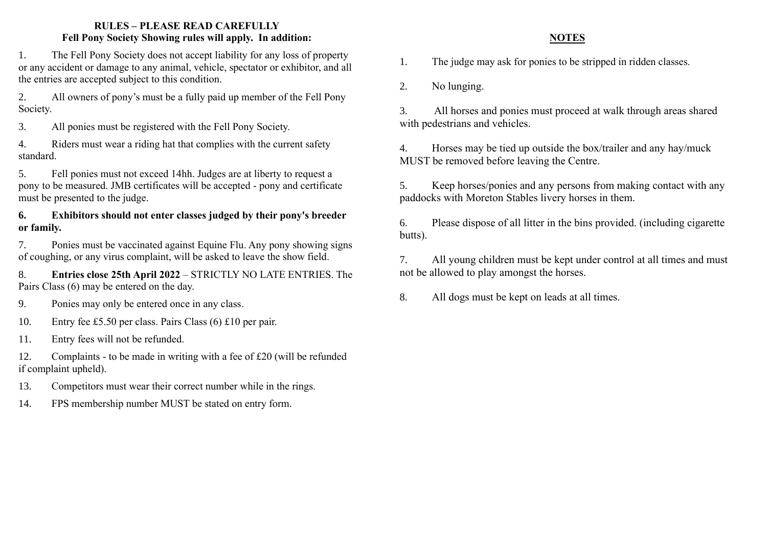**RULES – PLEASE READ CAREFULLY**
**Fell Pony Society Showing rules will apply. In addition:**

1. The Fell Pony Society does not accept liability for any loss of property or any accident or damage to any animal, vehicle, spectator or exhibitor, and all the entries are accepted subject to this condition.
2. All owners of pony's must be a fully paid up member of the Fell Pony Society.
3. All ponies must be registered with the Fell Pony Society.
4. Riders must wear a riding hat that complies with the current safety standard.
5. Fell ponies must not exceed 14hh. Judges are at liberty to request a pony to be measured. JMB certificates will be accepted - pony and certificate must be presented to the judge.
6. **Exhibitors should not enter classes judged by their pony's breeder or family.**
7. Ponies must be vaccinated against Equine Flu. Any pony showing signs of coughing, or any virus complaint, will be asked to leave the show field.
8. **Entries close 25th April 2022** – STRICTLY NO LATE ENTRIES. The Pairs Class (6) may be entered on the day.
9. Ponies may only be entered once in any class.
10. Entry fee £5.50 per class. Pairs Class (6) £10 per pair.
11. Entry fees will not be refunded.
12. Complaints - to be made in writing with a fee of £20 (will be refunded if complaint upheld).
13. Competitors must wear their correct number while in the rings.
14. FPS membership number MUST be stated on entry form.

**NOTES**

1. The judge may ask for ponies to be stripped in ridden classes.
2. No lunging.
3. All horses and ponies must proceed at walk through areas shared with pedestrians and vehicles.
4. Horses may be tied up outside the box/trailer and any hay/muck MUST be removed before leaving the Centre.
5. Keep horses/ponies and any persons from making contact with any paddocks with Moreton Stables livery horses in them.
6. Please dispose of all litter in the bins provided. (including cigarette butts).
7. All young children must be kept under control at all times and must not be allowed to play amongst the horses.
8. All dogs must be kept on leads at all times.